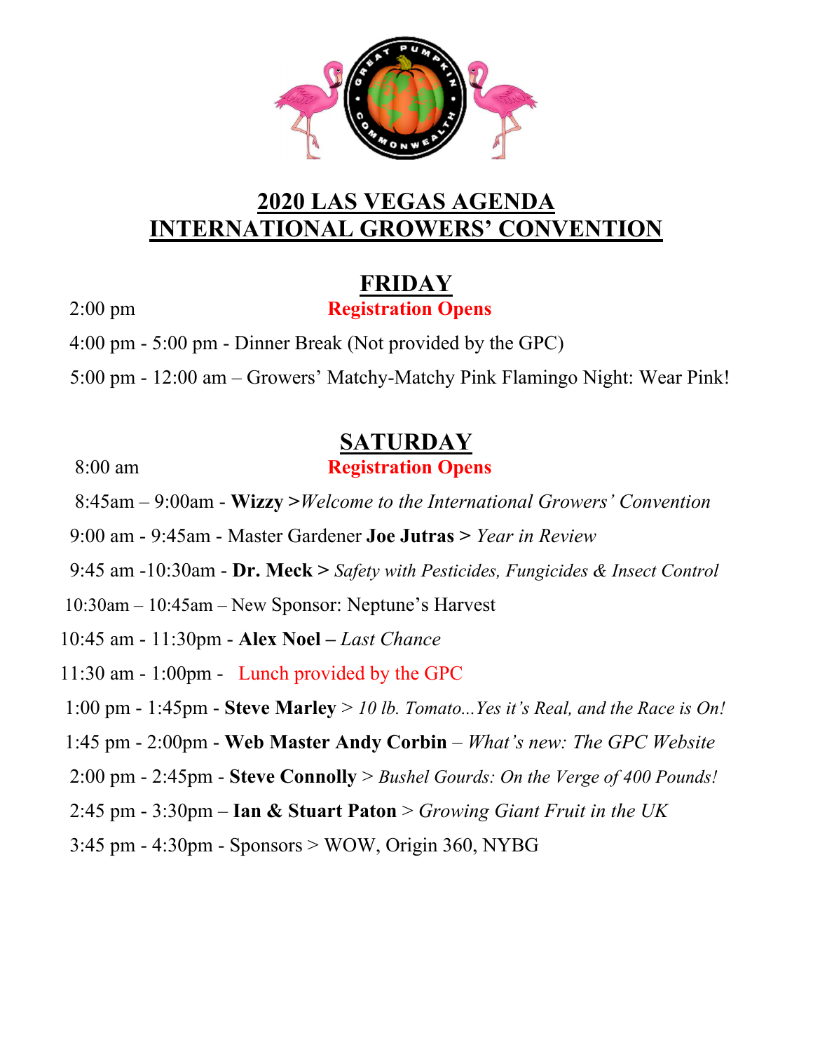# 2020 LAS VEGAS AGENDA
# INTERNATIONAL GROWERS' CONVENTION

## FRIDAY

2:00 pm **Registration Opens**

4:00 pm - 5:00 pm - Dinner Break (Not provided by the GPC)

5:00 pm - 12:00 am – Growers' Matchy-Matchy Pink Flamingo Night: Wear Pink!

## SATURDAY

8:00 am **Registration Opens**

8:45am – 9:00am - **Wizzy >***Welcome to the International Growers' Convention*

9:00 am - 9:45am - Master Gardener **Joe Jutras >** *Year in Review*

9:45 am -10:30am - **Dr. Meck >** *Safety with Pesticides, Fungicides & Insect Control*

10:30am – 10:45am – New Sponsor: Neptune's Harvest

10:45 am - 11:30pm - **Alex Noel –** *Last Chance*

11:30 am - 1:00pm - Lunch provided by the GPC

1:00 pm - 1:45pm - **Steve Marley** > *10 lb. Tomato...Yes it's Real, and the Race is On!*

1:45 pm - 2:00pm - **Web Master Andy Corbin** – *What's new: The GPC Website*

2:00 pm - 2:45pm - **Steve Connolly** > *Bushel Gourds: On the Verge of 400 Pounds!*

2:45 pm - 3:30pm – **Ian & Stuart Paton** > *Growing Giant Fruit in the UK*

3:45 pm - 4:30pm - Sponsors > WOW, Origin 360, NYBG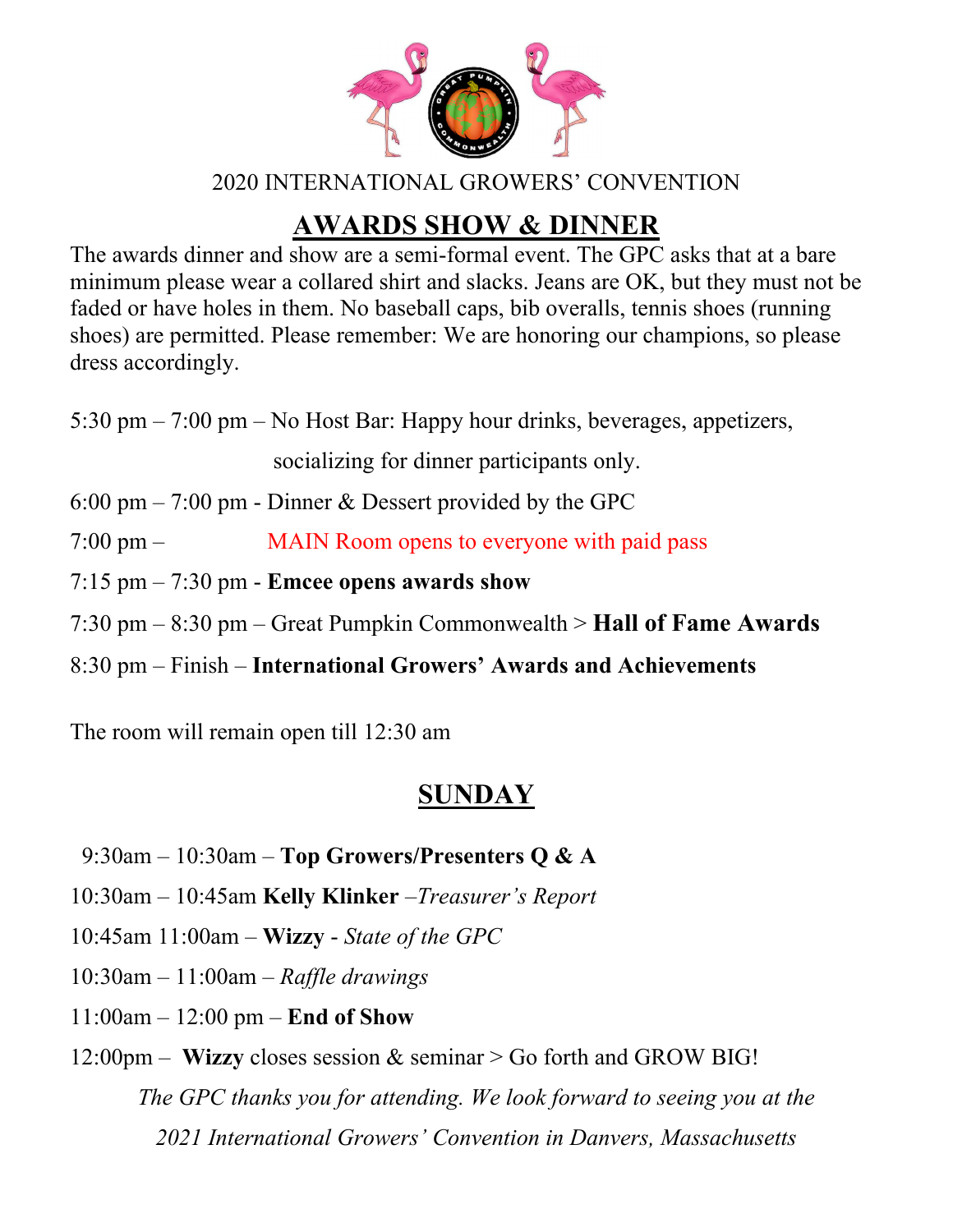2020 INTERNATIONAL GROWERS' CONVENTION

## AWARDS SHOW & DINNER

The awards dinner and show are a semi-formal event. The GPC asks that at a bare minimum please wear a collared shirt and slacks. Jeans are OK, but they must not be faded or have holes in them. No baseball caps, bib overalls, tennis shoes (running shoes) are permitted. Please remember: We are honoring our champions, so please dress accordingly.

5:30 pm – 7:00 pm – No Host Bar: Happy hour drinks, beverages, appetizers, socializing for dinner participants only.

6:00 pm – 7:00 pm - Dinner & Dessert provided by the GPC

7:00 pm – MAIN Room opens to everyone with paid pass

7:15 pm – 7:30 pm - **Emcee opens awards show**

7:30 pm – 8:30 pm – Great Pumpkin Commonwealth > **Hall of Fame Awards**

8:30 pm – Finish – **International Growers' Awards and Achievements**

The room will remain open till 12:30 am

## SUNDAY

9:30am – 10:30am – **Top Growers/Presenters Q & A**

10:30am – 10:45am **Kelly Klinker** –*Treasurer's Report*

10:45am 11:00am – **Wizzy** - *State of the GPC*

10:30am – 11:00am – *Raffle drawings*

11:00am – 12:00 pm – **End of Show**

12:00pm – **Wizzy** closes session & seminar > Go forth and GROW BIG!

*The GPC thanks you for attending. We look forward to seeing you at the 2021 International Growers' Convention in Danvers, Massachusetts*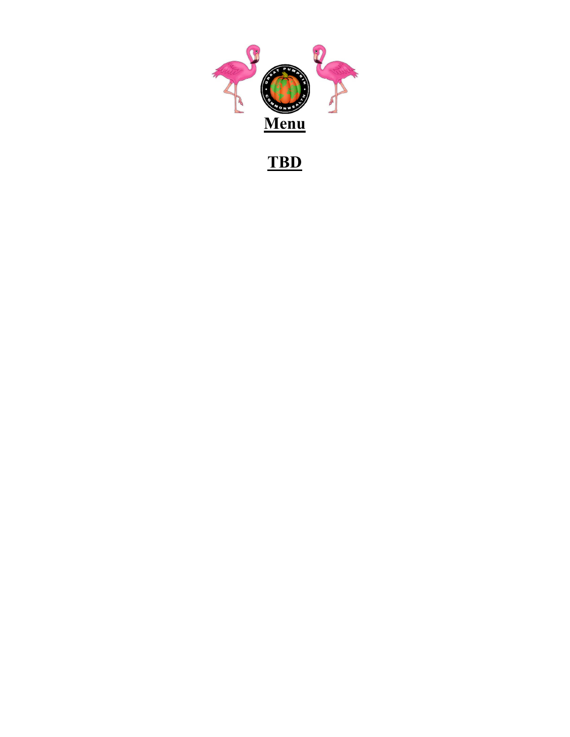# Menu

## TBD